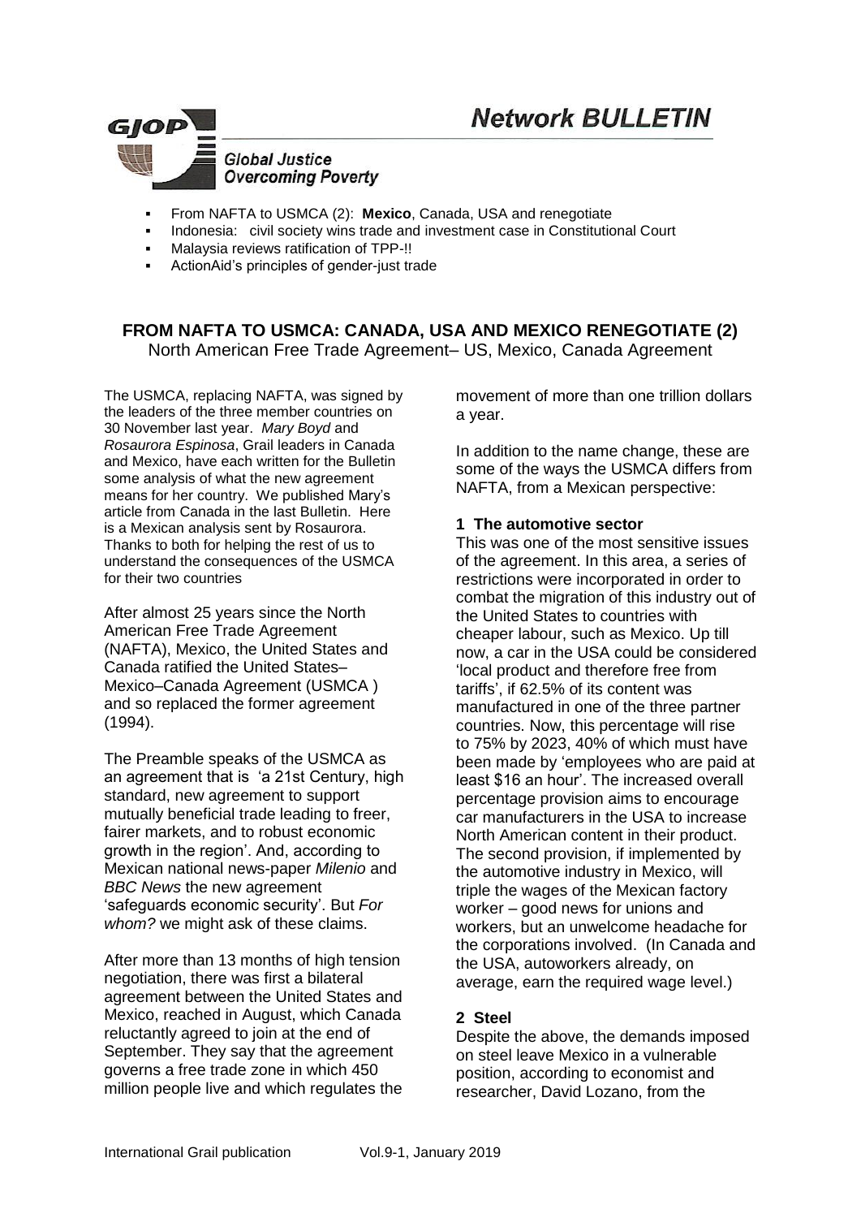# Network BULLETIN

GJOP Global Justice Overcoming Poverty

- From NAFTA to USMCA (2): **Mexico**, Canada, USA and renegotiate
- Indonesia: civil society wins trade and investment case in Constitutional Court
- Malaysia reviews ratification of TPP-!!
- ActionAid's principles of gender-just trade

## FROM NAFTA TO USMCA: CANADA, USA AND MEXICO RENEGOTIATE (2)

North American Free Trade Agreement– US, Mexico, Canada Agreement

The USMCA, replacing NAFTA, was signed by the leaders of the three member countries on 30 November last year. *Mary Boyd* and *Rosaurora Espinosa*, Grail leaders in Canada and Mexico, have each written for the Bulletin some analysis of what the new agreement means for her country. We published Mary's article from Canada in the last Bulletin. Here is a Mexican analysis sent by Rosaurora. Thanks to both for helping the rest of us to understand the consequences of the USMCA for their two countries

After almost 25 years since the North American Free Trade Agreement (NAFTA), Mexico, the United States and Canada ratified the United States–Mexico–Canada Agreement (USMCA ) and so replaced the former agreement (1994).

The Preamble speaks of the USMCA as an agreement that is 'a 21st Century, high standard, new agreement to support mutually beneficial trade leading to freer, fairer markets, and to robust economic growth in the region'. And, according to Mexican national news-paper *Milenio* and *BBC News* the new agreement 'safeguards economic security'. But *For whom?* we might ask of these claims.

After more than 13 months of high tension negotiation, there was first a bilateral agreement between the United States and Mexico, reached in August, which Canada reluctantly agreed to join at the end of September. They say that the agreement governs a free trade zone in which 450 million people live and which regulates the movement of more than one trillion dollars a year.

In addition to the name change, these are some of the ways the USMCA differs from NAFTA, from a Mexican perspective:

### 1 The automotive sector

This was one of the most sensitive issues of the agreement. In this area, a series of restrictions were incorporated in order to combat the migration of this industry out of the United States to countries with cheaper labour, such as Mexico. Up till now, a car in the USA could be considered 'local product and therefore free from tariffs', if 62.5% of its content was manufactured in one of the three partner countries. Now, this percentage will rise to 75% by 2023, 40% of which must have been made by 'employees who are paid at least $16 an hour'. The increased overall percentage provision aims to encourage car manufacturers in the USA to increase North American content in their product. The second provision, if implemented by the automotive industry in Mexico, will triple the wages of the Mexican factory worker – good news for unions and workers, but an unwelcome headache for the corporations involved. (In Canada and the USA, autoworkers already, on average, earn the required wage level.)

### 2 Steel

Despite the above, the demands imposed on steel leave Mexico in a vulnerable position, according to economist and researcher, David Lozano, from the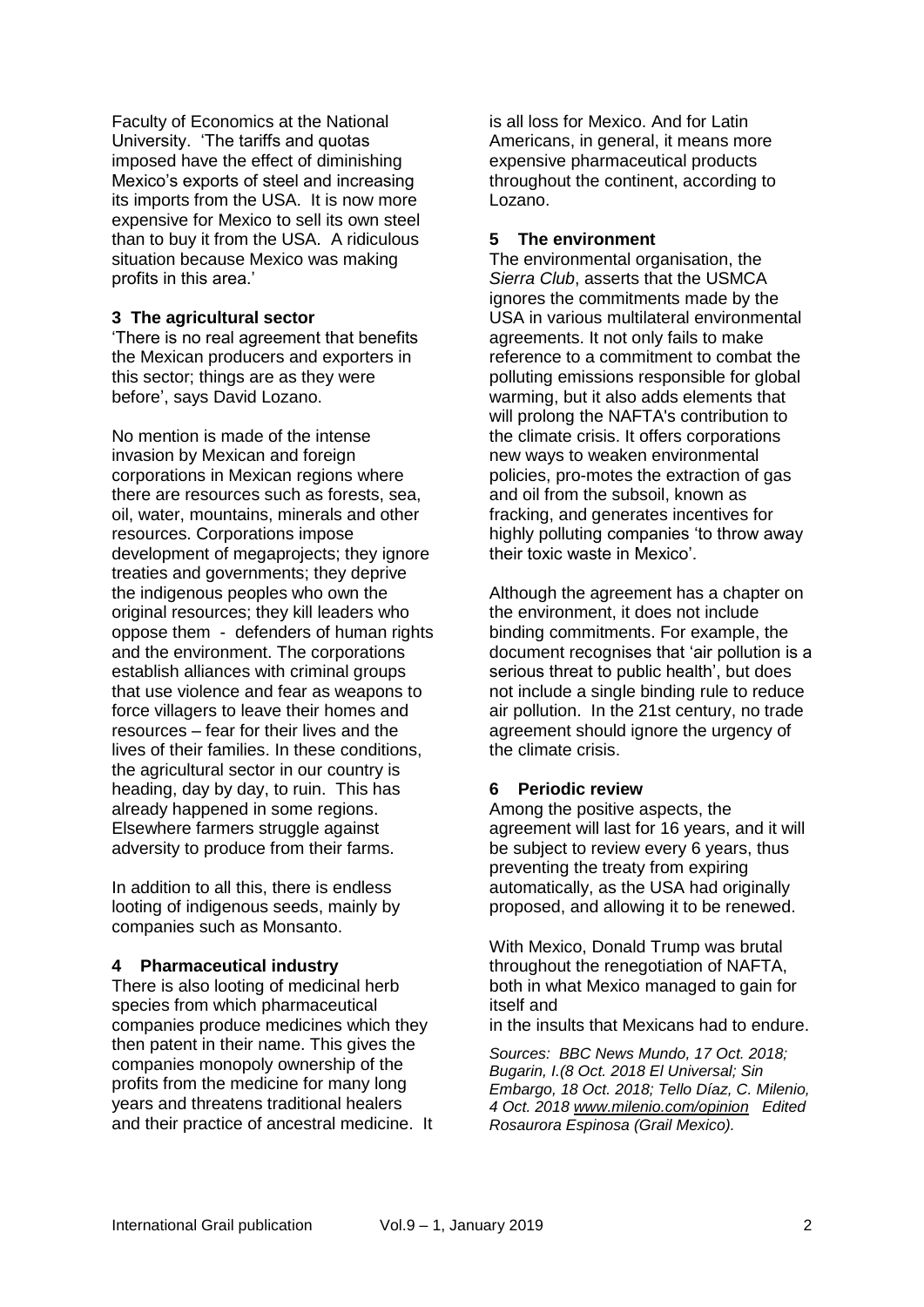Faculty of Economics at the National University. 'The tariffs and quotas imposed have the effect of diminishing Mexico's exports of steel and increasing its imports from the USA. It is now more expensive for Mexico to sell its own steel than to buy it from the USA. A ridiculous situation because Mexico was making profits in this area.'

## 3 The agricultural sector

'There is no real agreement that benefits the Mexican producers and exporters in this sector; things are as they were before', says David Lozano.

No mention is made of the intense invasion by Mexican and foreign corporations in Mexican regions where there are resources such as forests, sea, oil, water, mountains, minerals and other resources. Corporations impose development of megaprojects; they ignore treaties and governments; they deprive the indigenous peoples who own the original resources; they kill leaders who oppose them - defenders of human rights and the environment. The corporations establish alliances with criminal groups that use violence and fear as weapons to force villagers to leave their homes and resources – fear for their lives and the lives of their families. In these conditions, the agricultural sector in our country is heading, day by day, to ruin. This has already happened in some regions. Elsewhere farmers struggle against adversity to produce from their farms.

In addition to all this, there is endless looting of indigenous seeds, mainly by companies such as Monsanto.

## 4 Pharmaceutical industry

There is also looting of medicinal herb species from which pharmaceutical companies produce medicines which they then patent in their name. This gives the companies monopoly ownership of the profits from the medicine for many long years and threatens traditional healers and their practice of ancestral medicine. It is all loss for Mexico. And for Latin Americans, in general, it means more expensive pharmaceutical products throughout the continent, according to Lozano.

## 5 The environment

The environmental organisation, the *Sierra Club*, asserts that the USMCA ignores the commitments made by the USA in various multilateral environmental agreements. It not only fails to make reference to a commitment to combat the polluting emissions responsible for global warming, but it also adds elements that will prolong the NAFTA's contribution to the climate crisis. It offers corporations new ways to weaken environmental policies, pro-motes the extraction of gas and oil from the subsoil, known as fracking, and generates incentives for highly polluting companies 'to throw away their toxic waste in Mexico'.

Although the agreement has a chapter on the environment, it does not include binding commitments. For example, the document recognises that 'air pollution is a serious threat to public health', but does not include a single binding rule to reduce air pollution. In the 21st century, no trade agreement should ignore the urgency of the climate crisis.

## 6 Periodic review

Among the positive aspects, the agreement will last for 16 years, and it will be subject to review every 6 years, thus preventing the treaty from expiring automatically, as the USA had originally proposed, and allowing it to be renewed.

With Mexico, Donald Trump was brutal throughout the renegotiation of NAFTA, both in what Mexico managed to gain for itself and in the insults that Mexicans had to endure.

*Sources: BBC News Mundo, 17 Oct. 2018; Bugarin, I.(8 Oct. 2018 El Universal; Sin Embargo, 18 Oct. 2018; Tello Díaz, C. Milenio, 4 Oct. 2018 www.milenio.com/opinion Edited Rosaurora Espinosa (Grail Mexico).*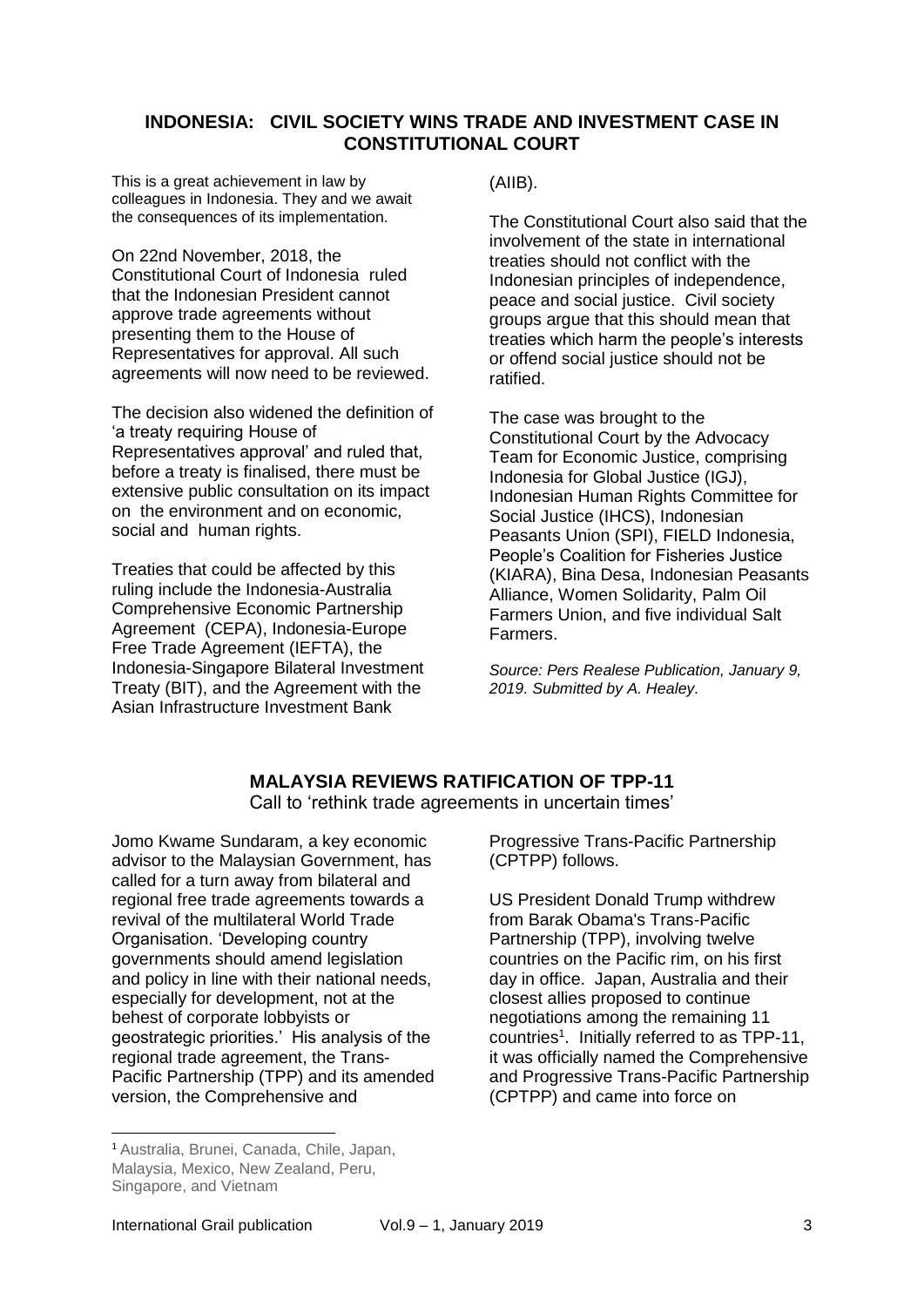## INDONESIA: CIVIL SOCIETY WINS TRADE AND INVESTMENT CASE IN CONSTITUTIONAL COURT

This is a great achievement in law by colleagues in Indonesia. They and we await the consequences of its implementation.

On 22nd November, 2018, the Constitutional Court of Indonesia ruled that the Indonesian President cannot approve trade agreements without presenting them to the House of Representatives for approval. All such agreements will now need to be reviewed.

The decision also widened the definition of 'a treaty requiring House of Representatives approval' and ruled that, before a treaty is finalised, there must be extensive public consultation on its impact on the environment and on economic, social and human rights.

Treaties that could be affected by this ruling include the Indonesia-Australia Comprehensive Economic Partnership Agreement (CEPA), Indonesia-Europe Free Trade Agreement (IEFTA), the Indonesia-Singapore Bilateral Investment Treaty (BIT), and the Agreement with the Asian Infrastructure Investment Bank (AIIB).

The Constitutional Court also said that the involvement of the state in international treaties should not conflict with the Indonesian principles of independence, peace and social justice. Civil society groups argue that this should mean that treaties which harm the people's interests or offend social justice should not be ratified.

The case was brought to the Constitutional Court by the Advocacy Team for Economic Justice, comprising Indonesia for Global Justice (IGJ), Indonesian Human Rights Committee for Social Justice (IHCS), Indonesian Peasants Union (SPI), FIELD Indonesia, People's Coalition for Fisheries Justice (KIARA), Bina Desa, Indonesian Peasants Alliance, Women Solidarity, Palm Oil Farmers Union, and five individual Salt Farmers.

*Source: Pers Realese Publication, January 9, 2019. Submitted by A. Healey.*

## MALAYSIA REVIEWS RATIFICATION OF TPP-11

Call to 'rethink trade agreements in uncertain times'

Jomo Kwame Sundaram, a key economic advisor to the Malaysian Government, has called for a turn away from bilateral and regional free trade agreements towards a revival of the multilateral World Trade Organisation. 'Developing country governments should amend legislation and policy in line with their national needs, especially for development, not at the behest of corporate lobbyists or geostrategic priorities.' His analysis of the regional trade agreement, the Trans-Pacific Partnership (TPP) and its amended version, the Comprehensive and Progressive Trans-Pacific Partnership (CPTPP) follows.

US President Donald Trump withdrew from Barak Obama's Trans-Pacific Partnership (TPP), involving twelve countries on the Pacific rim, on his first day in office. Japan, Australia and their closest allies proposed to continue negotiations among the remaining 11 countries[1]. Initially referred to as TPP-11, it was officially named the Comprehensive and Progressive Trans-Pacific Partnership (CPTPP) and came into force on

[1] Australia, Brunei, Canada, Chile, Japan, Malaysia, Mexico, New Zealand, Peru, Singapore, and Vietnam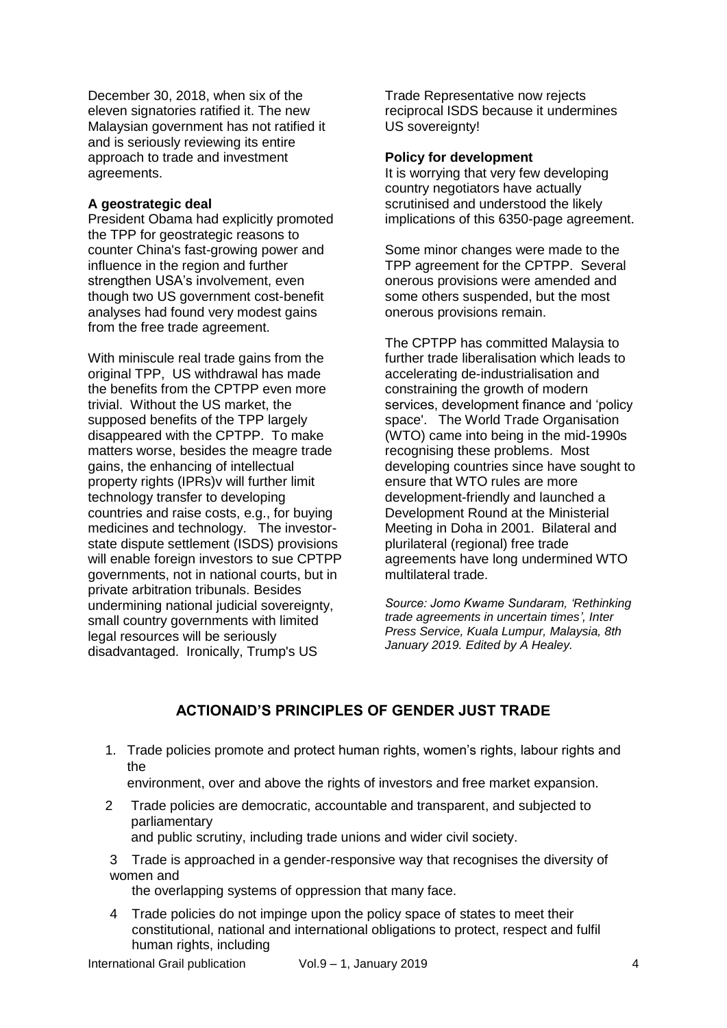December 30, 2018, when six of the eleven signatories ratified it. The new Malaysian government has not ratified it and is seriously reviewing its entire approach to trade and investment agreements.

**A geostrategic deal**

President Obama had explicitly promoted the TPP for geostrategic reasons to counter China's fast-growing power and influence in the region and further strengthen USA's involvement, even though two US government cost-benefit analyses had found very modest gains from the free trade agreement.

With miniscule real trade gains from the original TPP, US withdrawal has made the benefits from the CPTPP even more trivial. Without the US market, the supposed benefits of the TPP largely disappeared with the CPTPP. To make matters worse, besides the meagre trade gains, the enhancing of intellectual property rights (IPRs)v will further limit technology transfer to developing countries and raise costs, e.g., for buying medicines and technology. The investor-state dispute settlement (ISDS) provisions will enable foreign investors to sue CPTPP governments, not in national courts, but in private arbitration tribunals. Besides undermining national judicial sovereignty, small country governments with limited legal resources will be seriously disadvantaged. Ironically, Trump's US Trade Representative now rejects reciprocal ISDS because it undermines US sovereignty!

**Policy for development**

It is worrying that very few developing country negotiators have actually scrutinised and understood the likely implications of this 6350-page agreement.

Some minor changes were made to the TPP agreement for the CPTPP. Several onerous provisions were amended and some others suspended, but the most onerous provisions remain.

The CPTPP has committed Malaysia to further trade liberalisation which leads to accelerating de-industrialisation and constraining the growth of modern services, development finance and 'policy space'. The World Trade Organisation (WTO) came into being in the mid-1990s recognising these problems. Most developing countries since have sought to ensure that WTO rules are more development-friendly and launched a Development Round at the Ministerial Meeting in Doha in 2001. Bilateral and plurilateral (regional) free trade agreements have long undermined WTO multilateral trade.

*Source: Jomo Kwame Sundaram, 'Rethinking trade agreements in uncertain times', Inter Press Service, Kuala Lumpur, Malaysia, 8th January 2019. Edited by A Healey.*

## ACTIONAID'S PRINCIPLES OF GENDER JUST TRADE

1. Trade policies promote and protect human rights, women's rights, labour rights and the environment, over and above the rights of investors and free market expansion.
2. Trade policies are democratic, accountable and transparent, and subjected to parliamentary and public scrutiny, including trade unions and wider civil society.
3. Trade is approached in a gender-responsive way that recognises the diversity of women and the overlapping systems of oppression that many face.
4. Trade policies do not impinge upon the policy space of states to meet their constitutional, national and international obligations to protect, respect and fulfil human rights, including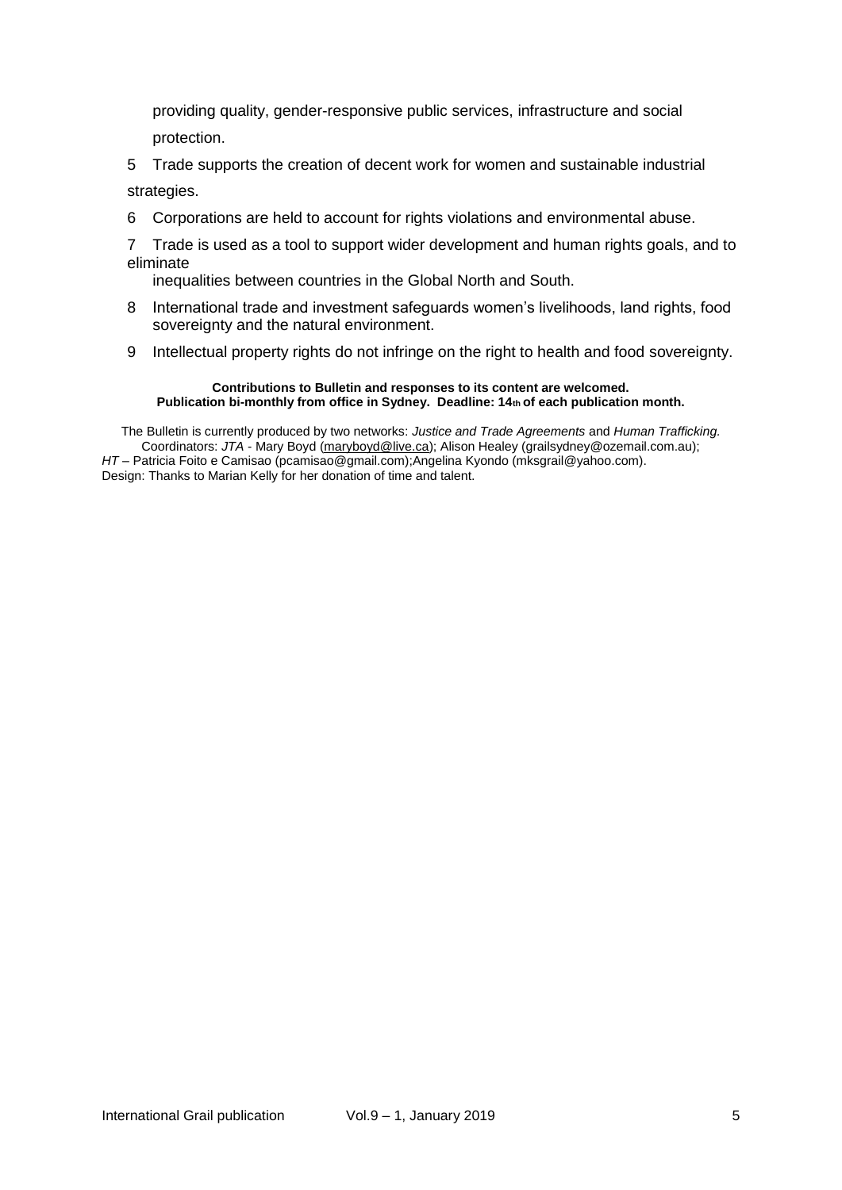providing quality, gender-responsive public services, infrastructure and social protection.

5 Trade supports the creation of decent work for women and sustainable industrial strategies.

6 Corporations are held to account for rights violations and environmental abuse.

7 Trade is used as a tool to support wider development and human rights goals, and to eliminate inequalities between countries in the Global North and South.

8 International trade and investment safeguards women's livelihoods, land rights, food sovereignty and the natural environment.

9 Intellectual property rights do not infringe on the right to health and food sovereignty.

**Contributions to Bulletin and responses to its content are welcomed.**
**Publication bi-monthly from office in Sydney. Deadline: 14th of each publication month.**

The Bulletin is currently produced by two networks: *Justice and Trade Agreements* and *Human Trafficking.*
Coordinators: *JTA* - Mary Boyd (maryboyd@live.ca); Alison Healey (grailsydney@ozemail.com.au);
*HT* – Patricia Foito e Camisao (pcamisao@gmail.com);Angelina Kyondo (mksgrail@yahoo.com).
Design: Thanks to Marian Kelly for her donation of time and talent.